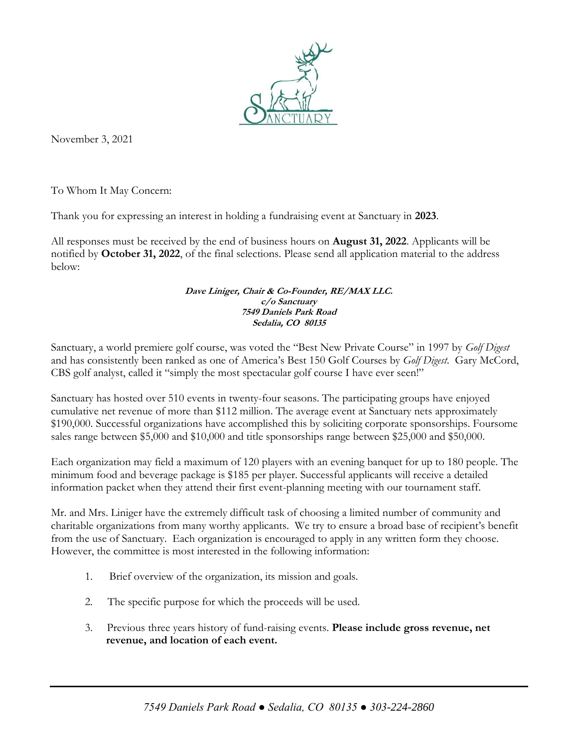SANCTUARY

November 3, 2021

To Whom It May Concern:

Thank you for expressing an interest in holding a fundraising event at Sanctuary in **2023**.

All responses must be received by the end of business hours on **August 31, 2022**. Applicants will be notified by **October 31, 2022**, of the final selections. Please send all application material to the address below:

***Dave Liniger, Chair & Co-Founder, RE/MAX LLC.***
***c/o Sanctuary***
***7549 Daniels Park Road***
***Sedalia, CO 80135***

Sanctuary, a world premiere golf course, was voted the "Best New Private Course" in 1997 by *Golf Digest* and has consistently been ranked as one of America's Best 150 Golf Courses by *Golf Digest*. Gary McCord, CBS golf analyst, called it "simply the most spectacular golf course I have ever seen!"

Sanctuary has hosted over 510 events in twenty-four seasons. The participating groups have enjoyed cumulative net revenue of more than $112 million. The average event at Sanctuary nets approximately $190,000. Successful organizations have accomplished this by soliciting corporate sponsorships. Foursome sales range between $5,000 and $10,000 and title sponsorships range between $25,000 and $50,000.

Each organization may field a maximum of 120 players with an evening banquet for up to 180 people. The minimum food and beverage package is $185 per player. Successful applicants will receive a detailed information packet when they attend their first event-planning meeting with our tournament staff.

Mr. and Mrs. Liniger have the extremely difficult task of choosing a limited number of community and charitable organizations from many worthy applicants. We try to ensure a broad base of recipient's benefit from the use of Sanctuary. Each organization is encouraged to apply in any written form they choose. However, the committee is most interested in the following information:

1. Brief overview of the organization, its mission and goals.
2. The specific purpose for which the proceeds will be used.
3. Previous three years history of fund-raising events. **Please include gross revenue, net revenue, and location of each event.**

*7549 Daniels Park Road ● Sedalia, CO 80135 ● 303-224-2860*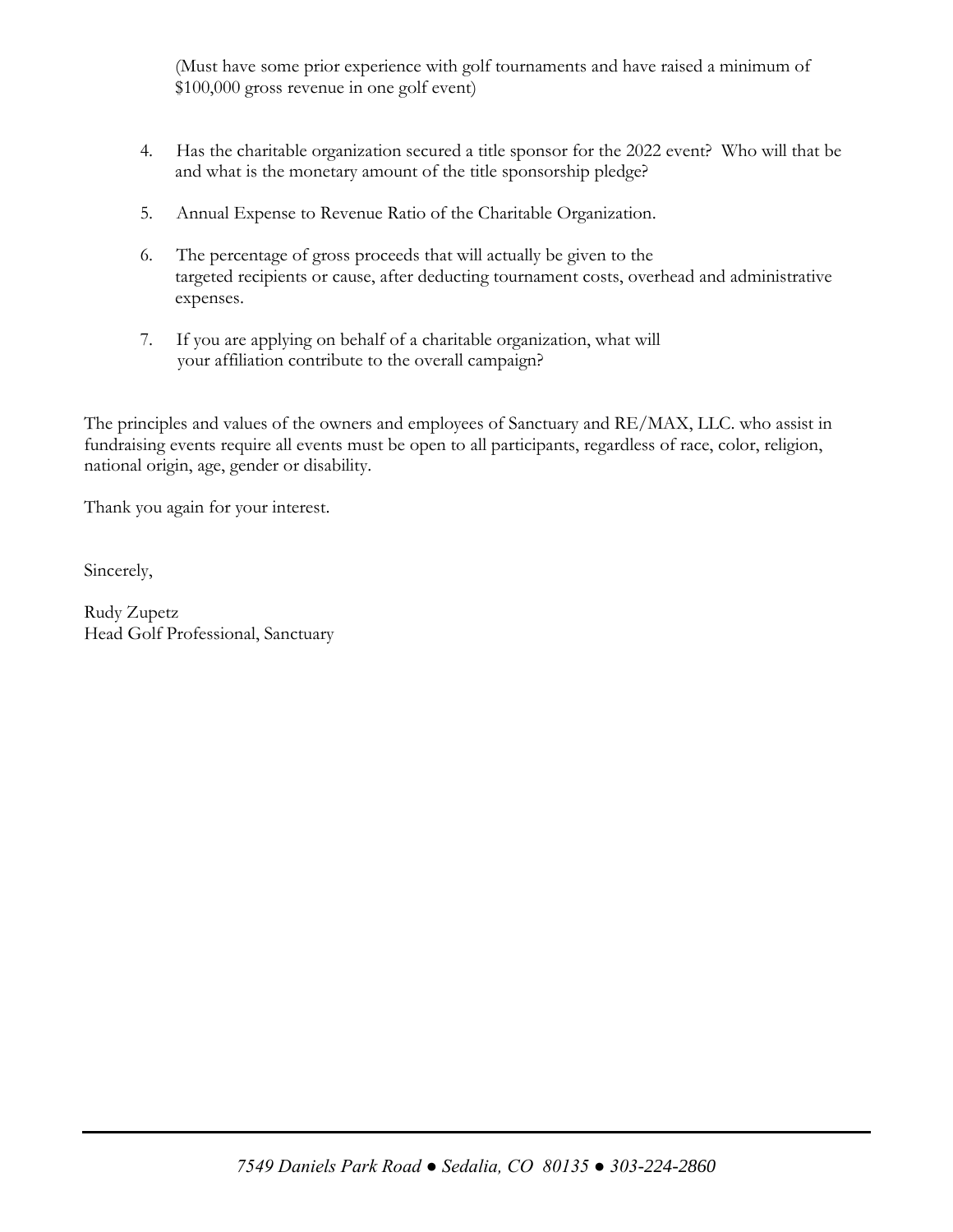(Must have some prior experience with golf tournaments and have raised a minimum of $100,000 gross revenue in one golf event)

4. Has the charitable organization secured a title sponsor for the 2022 event? Who will that be and what is the monetary amount of the title sponsorship pledge?

5. Annual Expense to Revenue Ratio of the Charitable Organization.

6. The percentage of gross proceeds that will actually be given to the targeted recipients or cause, after deducting tournament costs, overhead and administrative expenses.

7. If you are applying on behalf of a charitable organization, what will your affiliation contribute to the overall campaign?

The principles and values of the owners and employees of Sanctuary and RE/MAX, LLC. who assist in fundraising events require all events must be open to all participants, regardless of race, color, religion, national origin, age, gender or disability.

Thank you again for your interest.

Sincerely,

Rudy Zupetz
Head Golf Professional, Sanctuary

*7549 Daniels Park Road ● Sedalia, CO 80135 ● 303-224-2860*